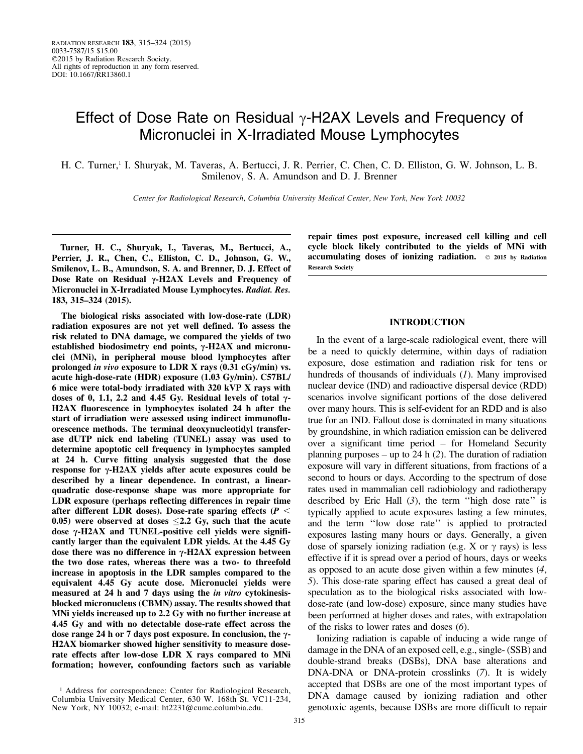# Effect of Dose Rate on Residual γ-H2AX Levels and Frequency of Micronuclei in X-Irradiated Mouse Lymphocytes

H. C. Turner,[1] I. Shuryak, M. Taveras, A. Bertucci, J. R. Perrier, C. Chen, C. D. Elliston, G. W. Johnson, L. B. Smilenov, S. A. Amundson and D. J. Brenner

*Center for Radiological Research, Columbia University Medical Center, New York, New York 10032*

**Turner, H. C., Shuryak, I., Taveras, M., Bertucci, A., Perrier, J. R., Chen, C., Elliston, C. D., Johnson, G. W., Smilenov, L. B., Amundson, S. A. and Brenner, D. J. Effect of Dose Rate on Residual γ-H2AX Levels and Frequency of Micronuclei in X-Irradiated Mouse Lymphocytes. *Radiat. Res.* 183, 315–324 (2015).**

**The biological risks associated with low-dose-rate (LDR) radiation exposures are not yet well defined. To assess the risk related to DNA damage, we compared the yields of two established biodosimetry end points, γ-H2AX and micronuclei (MNi), in peripheral mouse blood lymphocytes after prolonged *in vivo* exposure to LDR X rays (0.31 cGy/min) vs. acute high-dose-rate (HDR) exposure (1.03 Gy/min). C57BL/6 mice were total-body irradiated with 320 kVP X rays with doses of 0, 1.1, 2.2 and 4.45 Gy. Residual levels of total γ-H2AX fluorescence in lymphocytes isolated 24 h after the start of irradiation were assessed using indirect immunofluorescence methods. The terminal deoxynucleotidyl transferase dUTP nick end labeling (TUNEL) assay was used to determine apoptotic cell frequency in lymphocytes sampled at 24 h. Curve fitting analysis suggested that the dose response for γ-H2AX yields after acute exposures could be described by a linear dependence. In contrast, a linear-quadratic dose-response shape was more appropriate for LDR exposure (perhaps reflecting differences in repair time after different LDR doses). Dose-rate sparing effects ($P < 0.05$) were observed at doses ≤2.2 Gy, such that the acute dose γ-H2AX and TUNEL-positive cell yields were significantly larger than the equivalent LDR yields. At the 4.45 Gy dose there was no difference in γ-H2AX expression between the two dose rates, whereas there was a two- to threefold increase in apoptosis in the LDR samples compared to the equivalent 4.45 Gy acute dose. Micronuclei yields were measured at 24 h and 7 days using the *in vitro* cytokinesis-blocked micronucleus (CBMN) assay. The results showed that MNi yields increased up to 2.2 Gy with no further increase at 4.45 Gy and with no detectable dose-rate effect across the dose range 24 h or 7 days post exposure. In conclusion, the γ-H2AX biomarker showed higher sensitivity to measure dose-rate effects after low-dose LDR X rays compared to MNi formation; however, confounding factors such as variable repair times post exposure, increased cell killing and cell cycle block likely contributed to the yields of MNi with accumulating doses of ionizing radiation.** © 2015 by Radiation Research Society

## INTRODUCTION

In the event of a large-scale radiological event, there will be a need to quickly determine, within days of radiation exposure, dose estimation and radiation risk for tens or hundreds of thousands of individuals (*1*). Many improvised nuclear device (IND) and radioactive dispersal device (RDD) scenarios involve significant portions of the dose delivered over many hours. This is self-evident for an RDD and is also true for an IND. Fallout dose is dominated in many situations by groundshine, in which radiation emission can be delivered over a significant time period – for Homeland Security planning purposes – up to 24 h (*2*). The duration of radiation exposure will vary in different situations, from fractions of a second to hours or days. According to the spectrum of dose rates used in mammalian cell radiobiology and radiotherapy described by Eric Hall (*3*), the term ''high dose rate'' is typically applied to acute exposures lasting a few minutes, and the term ''low dose rate'' is applied to protracted exposures lasting many hours or days. Generally, a given dose of sparsely ionizing radiation (e.g. X or γ rays) is less effective if it is spread over a period of hours, days or weeks as opposed to an acute dose given within a few minutes (*4, 5*). This dose-rate sparing effect has caused a great deal of speculation as to the biological risks associated with low-dose-rate (and low-dose) exposure, since many studies have been performed at higher doses and rates, with extrapolation of the risks to lower rates and doses (*6*).

Ionizing radiation is capable of inducing a wide range of damage in the DNA of an exposed cell, e.g., single- (SSB) and double-strand breaks (DSBs), DNA base alterations and DNA-DNA or DNA-protein crosslinks (*7*). It is widely accepted that DSBs are one of the most important types of DNA damage caused by ionizing radiation and other genotoxic agents, because DSBs are more difficult to repair

[1] Address for correspondence: Center for Radiological Research, Columbia University Medical Center, 630 W. 168th St. VC11-234, New York, NY 10032; e-mail: ht2231@cumc.columbia.edu.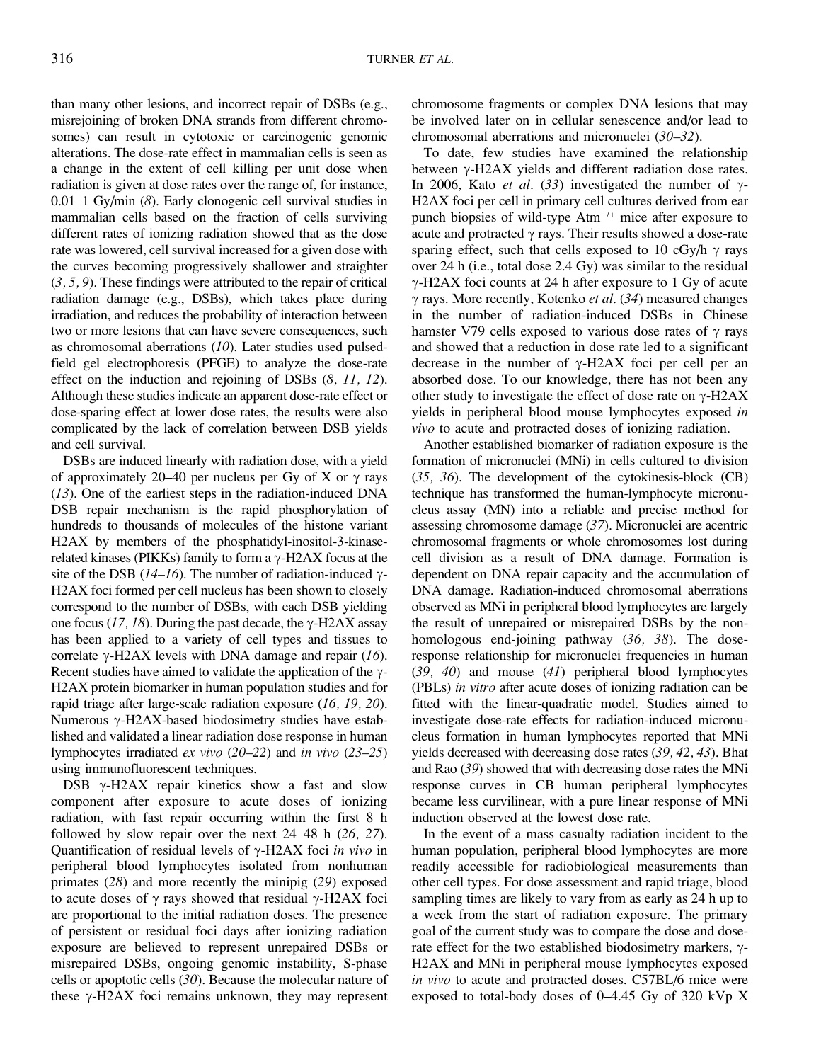than many other lesions, and incorrect repair of DSBs (e.g., misrejoining of broken DNA strands from different chromosomes) can result in cytotoxic or carcinogenic genomic alterations. The dose-rate effect in mammalian cells is seen as a change in the extent of cell killing per unit dose when radiation is given at dose rates over the range of, for instance, 0.01–1 Gy/min (*8*). Early clonogenic cell survival studies in mammalian cells based on the fraction of cells surviving different rates of ionizing radiation showed that as the dose rate was lowered, cell survival increased for a given dose with the curves becoming progressively shallower and straighter (*3, 5, 9*). These findings were attributed to the repair of critical radiation damage (e.g., DSBs), which takes place during irradiation, and reduces the probability of interaction between two or more lesions that can have severe consequences, such as chromosomal aberrations (*10*). Later studies used pulsed-field gel electrophoresis (PFGE) to analyze the dose-rate effect on the induction and rejoining of DSBs (*8, 11, 12*). Although these studies indicate an apparent dose-rate effect or dose-sparing effect at lower dose rates, the results were also complicated by the lack of correlation between DSB yields and cell survival.

DSBs are induced linearly with radiation dose, with a yield of approximately 20–40 per nucleus per Gy of X or γ rays (*13*). One of the earliest steps in the radiation-induced DNA DSB repair mechanism is the rapid phosphorylation of hundreds to thousands of molecules of the histone variant H2AX by members of the phosphatidyl-inositol-3-kinase-related kinases (PIKKs) family to form a γ-H2AX focus at the site of the DSB (*14–16*). The number of radiation-induced γ-H2AX foci formed per cell nucleus has been shown to closely correspond to the number of DSBs, with each DSB yielding one focus (*17, 18*). During the past decade, the γ-H2AX assay has been applied to a variety of cell types and tissues to correlate γ-H2AX levels with DNA damage and repair (*16*). Recent studies have aimed to validate the application of the γ-H2AX protein biomarker in human population studies and for rapid triage after large-scale radiation exposure (*16, 19, 20*). Numerous γ-H2AX-based biodosimetry studies have established and validated a linear radiation dose response in human lymphocytes irradiated *ex vivo* (*20–22*) and *in vivo* (*23–25*) using immunofluorescent techniques.

DSB γ-H2AX repair kinetics show a fast and slow component after exposure to acute doses of ionizing radiation, with fast repair occurring within the first 8 h followed by slow repair over the next 24–48 h (*26, 27*). Quantification of residual levels of γ-H2AX foci *in vivo* in peripheral blood lymphocytes isolated from nonhuman primates (*28*) and more recently the minipig (*29*) exposed to acute doses of γ rays showed that residual γ-H2AX foci are proportional to the initial radiation doses. The presence of persistent or residual foci days after ionizing radiation exposure are believed to represent unrepaired DSBs or misrepaired DSBs, ongoing genomic instability, S-phase cells or apoptotic cells (*30*). Because the molecular nature of these γ-H2AX foci remains unknown, they may represent chromosome fragments or complex DNA lesions that may be involved later on in cellular senescence and/or lead to chromosomal aberrations and micronuclei (*30–32*).

To date, few studies have examined the relationship between γ-H2AX yields and different radiation dose rates. In 2006, Kato *et al*. (*33*) investigated the number of γ-H2AX foci per cell in primary cell cultures derived from ear punch biopsies of wild-type $Atm^{+/+}$ mice after exposure to acute and protracted γ rays. Their results showed a dose-rate sparing effect, such that cells exposed to 10 cGy/h γ rays over 24 h (i.e., total dose 2.4 Gy) was similar to the residual γ-H2AX foci counts at 24 h after exposure to 1 Gy of acute γ rays. More recently, Kotenko *et al*. (*34*) measured changes in the number of radiation-induced DSBs in Chinese hamster V79 cells exposed to various dose rates of γ rays and showed that a reduction in dose rate led to a significant decrease in the number of γ-H2AX foci per cell per an absorbed dose. To our knowledge, there has not been any other study to investigate the effect of dose rate on γ-H2AX yields in peripheral blood mouse lymphocytes exposed *in vivo* to acute and protracted doses of ionizing radiation.

Another established biomarker of radiation exposure is the formation of micronuclei (MNi) in cells cultured to division (*35, 36*). The development of the cytokinesis-block (CB) technique has transformed the human-lymphocyte micronucleus assay (MN) into a reliable and precise method for assessing chromosome damage (*37*). Micronuclei are acentric chromosomal fragments or whole chromosomes lost during cell division as a result of DNA damage. Formation is dependent on DNA repair capacity and the accumulation of DNA damage. Radiation-induced chromosomal aberrations observed as MNi in peripheral blood lymphocytes are largely the result of unrepaired or misrepaired DSBs by the non-homologous end-joining pathway (*36, 38*). The dose-response relationship for micronuclei frequencies in human (*39, 40*) and mouse (*41*) peripheral blood lymphocytes (PBLs) *in vitro* after acute doses of ionizing radiation can be fitted with the linear-quadratic model. Studies aimed to investigate dose-rate effects for radiation-induced micronucleus formation in human lymphocytes reported that MNi yields decreased with decreasing dose rates (*39, 42, 43*). Bhat and Rao (*39*) showed that with decreasing dose rates the MNi response curves in CB human peripheral lymphocytes became less curvilinear, with a pure linear response of MNi induction observed at the lowest dose rate.

In the event of a mass casualty radiation incident to the human population, peripheral blood lymphocytes are more readily accessible for radiobiological measurements than other cell types. For dose assessment and rapid triage, blood sampling times are likely to vary from as early as 24 h up to a week from the start of radiation exposure. The primary goal of the current study was to compare the dose and dose-rate effect for the two established biodosimetry markers, γ-H2AX and MNi in peripheral mouse lymphocytes exposed *in vivo* to acute and protracted doses. C57BL/6 mice were exposed to total-body doses of 0–4.45 Gy of 320 kVp X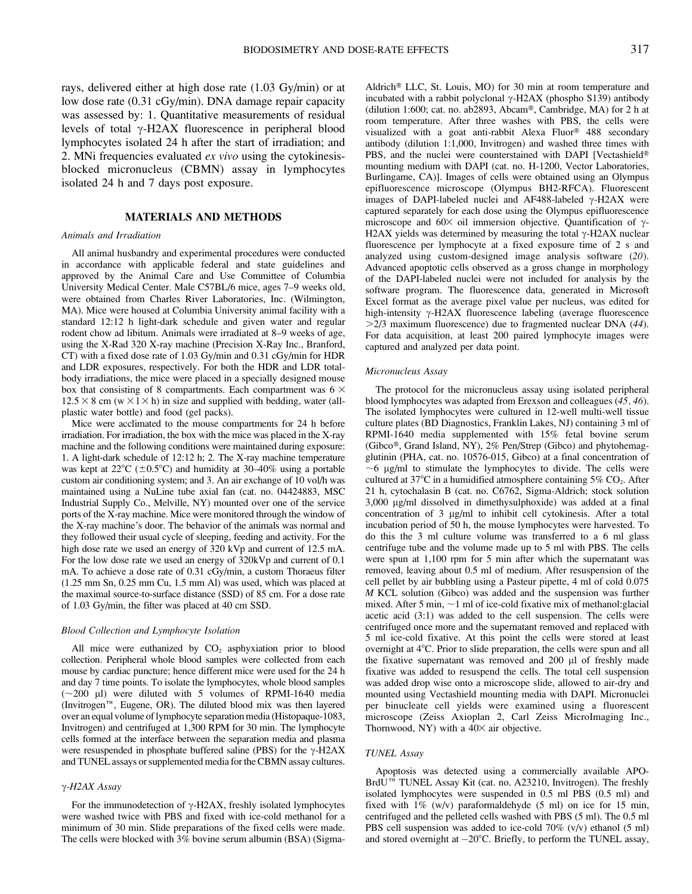rays, delivered either at high dose rate (1.03 Gy/min) or at low dose rate (0.31 cGy/min). DNA damage repair capacity was assessed by: 1. Quantitative measurements of residual levels of total γ-H2AX fluorescence in peripheral blood lymphocytes isolated 24 h after the start of irradiation; and 2. MNi frequencies evaluated *ex vivo* using the cytokinesis-blocked micronucleus (CBMN) assay in lymphocytes isolated 24 h and 7 days post exposure.

## MATERIALS AND METHODS

### Animals and Irradiation

All animal husbandry and experimental procedures were conducted in accordance with applicable federal and state guidelines and approved by the Animal Care and Use Committee of Columbia University Medical Center. Male C57BL/6 mice, ages 7–9 weeks old, were obtained from Charles River Laboratories, Inc. (Wilmington, MA). Mice were housed at Columbia University animal facility with a standard 12:12 h light-dark schedule and given water and regular rodent chow ad libitum. Animals were irradiated at 8–9 weeks of age, using the X-Rad 320 X-ray machine (Precision X-Ray Inc., Branford, CT) with a fixed dose rate of 1.03 Gy/min and 0.31 cGy/min for HDR and LDR exposures, respectively. For both the HDR and LDR total-body irradiations, the mice were placed in a specially designed mouse box that consisting of 8 compartments. Each compartment was $6 \times 12.5 \times 8$ cm (w × l × h) in size and supplied with bedding, water (all-plastic water bottle) and food (gel packs).

Mice were acclimated to the mouse compartments for 24 h before irradiation. For irradiation, the box with the mice was placed in the X-ray machine and the following conditions were maintained during exposure: 1. A light-dark schedule of 12:12 h; 2. The X-ray machine temperature was kept at 22°C (±0.5°C) and humidity at 30–40% using a portable custom air conditioning system; and 3. An air exchange of 10 vol/h was maintained using a NuLine tube axial fan (cat. no. 04424883, MSC Industrial Supply Co., Melville, NY) mounted over one of the service ports of the X-ray machine. Mice were monitored through the window of the X-ray machine's door. The behavior of the animals was normal and they followed their usual cycle of sleeping, feeding and activity. For the high dose rate we used an energy of 320 kVp and current of 12.5 mA. For the low dose rate we used an energy of 320kVp and current of 0.1 mA. To achieve a dose rate of 0.31 cGy/min, a custom Thoraeus filter (1.25 mm Sn, 0.25 mm Cu, 1.5 mm Al) was used, which was placed at the maximal source-to-surface distance (SSD) of 85 cm. For a dose rate of 1.03 Gy/min, the filter was placed at 40 cm SSD.

### Blood Collection and Lymphocyte Isolation

All mice were euthanized by $CO_2$ asphyxiation prior to blood collection. Peripheral whole blood samples were collected from each mouse by cardiac puncture; hence different mice were used for the 24 h and day 7 time points. To isolate the lymphocytes, whole blood samples (~200 μl) were diluted with 5 volumes of RPMI-1640 media (Invitrogen™, Eugene, OR). The diluted blood mix was then layered over an equal volume of lymphocyte separation media (Histopaque-1083, Invitrogen) and centrifuged at 1,300 RPM for 30 min. The lymphocyte cells formed at the interface between the separation media and plasma were resuspended in phosphate buffered saline (PBS) for the γ-H2AX and TUNEL assays or supplemented media for the CBMN assay cultures.

### γ-H2AX Assay

For the immunodetection of γ-H2AX, freshly isolated lymphocytes were washed twice with PBS and fixed with ice-cold methanol for a minimum of 30 min. Slide preparations of the fixed cells were made. The cells were blocked with 3% bovine serum albumin (BSA) (Sigma-Aldrich® LLC, St. Louis, MO) for 30 min at room temperature and incubated with a rabbit polyclonal γ-H2AX (phospho S139) antibody (dilution 1:600; cat. no. ab2893, Abcam®, Cambridge, MA) for 2 h at room temperature. After three washes with PBS, the cells were visualized with a goat anti-rabbit Alexa Fluor® 488 secondary antibody (dilution 1:1,000, Invitrogen) and washed three times with PBS, and the nuclei were counterstained with DAPI [Vectashield® mounting medium with DAPI (cat. no. H-1200, Vector Laboratories, Burlingame, CA)]. Images of cells were obtained using an Olympus epifluorescence microscope (Olympus BH2-RFCA). Fluorescent images of DAPI-labeled nuclei and AF488-labeled γ-H2AX were captured separately for each dose using the Olympus epifluorescence microscope and 60× oil immersion objective. Quantification of γ-H2AX yields was determined by measuring the total γ-H2AX nuclear fluorescence per lymphocyte at a fixed exposure time of 2 s and analyzed using custom-designed image analysis software (*20*). Advanced apoptotic cells observed as a gross change in morphology of the DAPI-labeled nuclei were not included for analysis by the software program. The fluorescence data, generated in Microsoft Excel format as the average pixel value per nucleus, was edited for high-intensity γ-H2AX fluorescence labeling (average fluorescence >2/3 maximum fluorescence) due to fragmented nuclear DNA (*44*). For data acquisition, at least 200 paired lymphocyte images were captured and analyzed per data point.

### Micronucleus Assay

The protocol for the micronucleus assay using isolated peripheral blood lymphocytes was adapted from Erexson and colleagues (*45, 46*). The isolated lymphocytes were cultured in 12-well multi-well tissue culture plates (BD Diagnostics, Franklin Lakes, NJ) containing 3 ml of RPMI-1640 media supplemented with 15% fetal bovine serum (Gibco®, Grand Island, NY), 2% Pen/Strep (Gibco) and phytohemagglutinin (PHA, cat. no. 10576-015, Gibco) at a final concentration of ~6 μg/ml to stimulate the lymphocytes to divide. The cells were cultured at 37°C in a humidified atmosphere containing 5% $CO_2$. After 21 h, cytochalasin B (cat. no. C6762, Sigma-Aldrich; stock solution 3,000 μg/ml dissolved in dimethysulphoxide) was added at a final concentration of 3 μg/ml to inhibit cell cytokinesis. After a total incubation period of 50 h, the mouse lymphocytes were harvested. To do this the 3 ml culture volume was transferred to a 6 ml glass centrifuge tube and the volume made up to 5 ml with PBS. The cells were spun at 1,100 rpm for 5 min after which the supernatant was removed, leaving about 0.5 ml of medium. After resuspension of the cell pellet by air bubbling using a Pasteur pipette, 4 ml of cold 0.075 *M* KCL solution (Gibco) was added and the suspension was further mixed. After 5 min, ~1 ml of ice-cold fixative mix of methanol:glacial acetic acid (3:1) was added to the cell suspension. The cells were centrifuged once more and the supernatant removed and replaced with 5 ml ice-cold fixative. At this point the cells were stored at least overnight at 4°C. Prior to slide preparation, the cells were spun and all the fixative supernatant was removed and 200 μl of freshly made fixative was added to resuspend the cells. The total cell suspension was added drop wise onto a microscope slide, allowed to air-dry and mounted using Vectashield mounting media with DAPI. Micronuclei per binucleate cell yields were examined using a fluorescent microscope (Zeiss Axioplan 2, Carl Zeiss MicroImaging Inc., Thornwood, NY) with a 40× air objective.

### TUNEL Assay

Apoptosis was detected using a commercially available APO-BrdU™ TUNEL Assay Kit (cat. no. A23210, Invitrogen). The freshly isolated lymphocytes were suspended in 0.5 ml PBS (0.5 ml) and fixed with 1% (w/v) paraformaldehyde (5 ml) on ice for 15 min, centrifuged and the pelleted cells washed with PBS (5 ml). The 0.5 ml PBS cell suspension was added to ice-cold 70% (v/v) ethanol (5 ml) and stored overnight at −20°C. Briefly, to perform the TUNEL assay,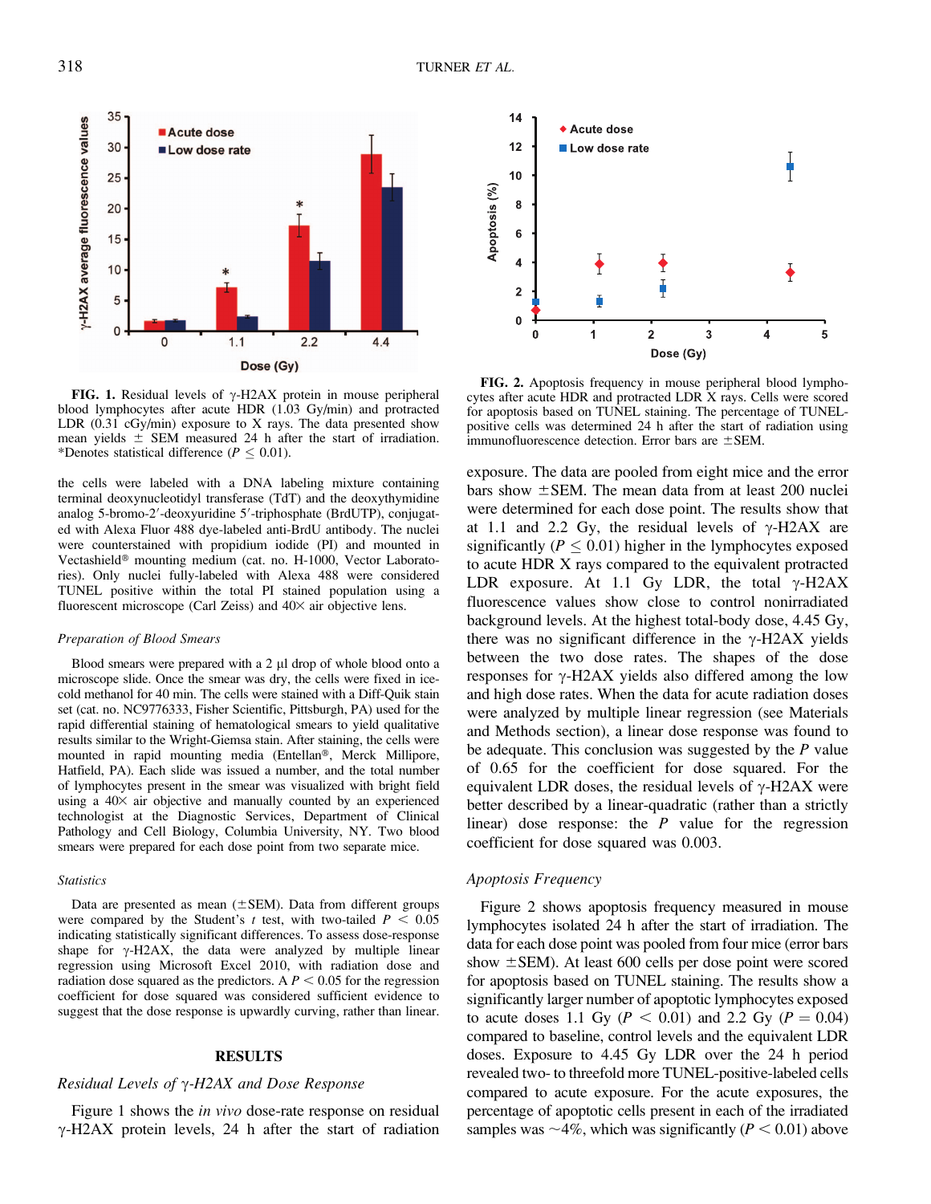FIG. 1. Residual levels of γ-H2AX protein in mouse peripheral blood lymphocytes after acute HDR (1.03 Gy/min) and protracted LDR (0.31 cGy/min) exposure to X rays. The data presented show mean yields ± SEM measured 24 h after the start of irradiation. *Denotes statistical difference ($P \leq 0.01$).

FIG. 2. Apoptosis frequency in mouse peripheral blood lymphocytes after acute HDR and protracted LDR X rays. Cells were scored for apoptosis based on TUNEL staining. The percentage of TUNEL-positive cells was determined 24 h after the start of radiation using immunofluorescence detection. Error bars are ±SEM.

the cells were labeled with a DNA labeling mixture containing terminal deoxynucleotidyl transferase (TdT) and the deoxythymidine analog 5-bromo-2′-deoxyuridine 5′-triphosphate (BrdUTP), conjugated with Alexa Fluor 488 dye-labeled anti-BrdU antibody. The nuclei were counterstained with propidium iodide (PI) and mounted in Vectashield® mounting medium (cat. no. H-1000, Vector Laboratories). Only nuclei fully-labeled with Alexa 488 were considered TUNEL positive within the total PI stained population using a fluorescent microscope (Carl Zeiss) and 40× air objective lens.

### *Preparation of Blood Smears*

Blood smears were prepared with a 2 μl drop of whole blood onto a microscope slide. Once the smear was dry, the cells were fixed in ice-cold methanol for 40 min. The cells were stained with a Diff-Quik stain set (cat. no. NC9776333, Fisher Scientific, Pittsburgh, PA) used for the rapid differential staining of hematological smears to yield qualitative results similar to the Wright-Giemsa stain. After staining, the cells were mounted in rapid mounting media (Entellan®, Merck Millipore, Hatfield, PA). Each slide was issued a number, and the total number of lymphocytes present in the smear was visualized with bright field using a 40× air objective and manually counted by an experienced technologist at the Diagnostic Services, Department of Clinical Pathology and Cell Biology, Columbia University, NY. Two blood smears were prepared for each dose point from two separate mice.

### *Statistics*

Data are presented as mean (±SEM). Data from different groups were compared by the Student's *t* test, with two-tailed $P < 0.05$ indicating statistically significant differences. To assess dose-response shape for γ-H2AX, the data were analyzed by multiple linear regression using Microsoft Excel 2010, with radiation dose and radiation dose squared as the predictors. A $P < 0.05$ for the regression coefficient for dose squared was considered sufficient evidence to suggest that the dose response is upwardly curving, rather than linear.

## RESULTS

### *Residual Levels of γ-H2AX and Dose Response*

Figure 1 shows the *in vivo* dose-rate response on residual γ-H2AX protein levels, 24 h after the start of radiation exposure. The data are pooled from eight mice and the error bars show ±SEM. The mean data from at least 200 nuclei were determined for each dose point. The results show that at 1.1 and 2.2 Gy, the residual levels of γ-H2AX are significantly ($P \leq 0.01$) higher in the lymphocytes exposed to acute HDR X rays compared to the equivalent protracted LDR exposure. At 1.1 Gy LDR, the total γ-H2AX fluorescence values show close to control nonirradiated background levels. At the highest total-body dose, 4.45 Gy, there was no significant difference in the γ-H2AX yields between the two dose rates. The shapes of the dose responses for γ-H2AX yields also differed among the low and high dose rates. When the data for acute radiation doses were analyzed by multiple linear regression (see Materials and Methods section), a linear dose response was found to be adequate. This conclusion was suggested by the *P* value of 0.65 for the coefficient for dose squared. For the equivalent LDR doses, the residual levels of γ-H2AX were better described by a linear-quadratic (rather than a strictly linear) dose response: the *P* value for the regression coefficient for dose squared was 0.003.

### *Apoptosis Frequency*

Figure 2 shows apoptosis frequency measured in mouse lymphocytes isolated 24 h after the start of irradiation. The data for each dose point was pooled from four mice (error bars show ±SEM). At least 600 cells per dose point were scored for apoptosis based on TUNEL staining. The results show a significantly larger number of apoptotic lymphocytes exposed to acute doses 1.1 Gy ($P < 0.01$) and 2.2 Gy ($P = 0.04$) compared to baseline, control levels and the equivalent LDR doses. Exposure to 4.45 Gy LDR over the 24 h period revealed two- to threefold more TUNEL-positive-labeled cells compared to acute exposure. For the acute exposures, the percentage of apoptotic cells present in each of the irradiated samples was ~4%, which was significantly ($P < 0.01$) above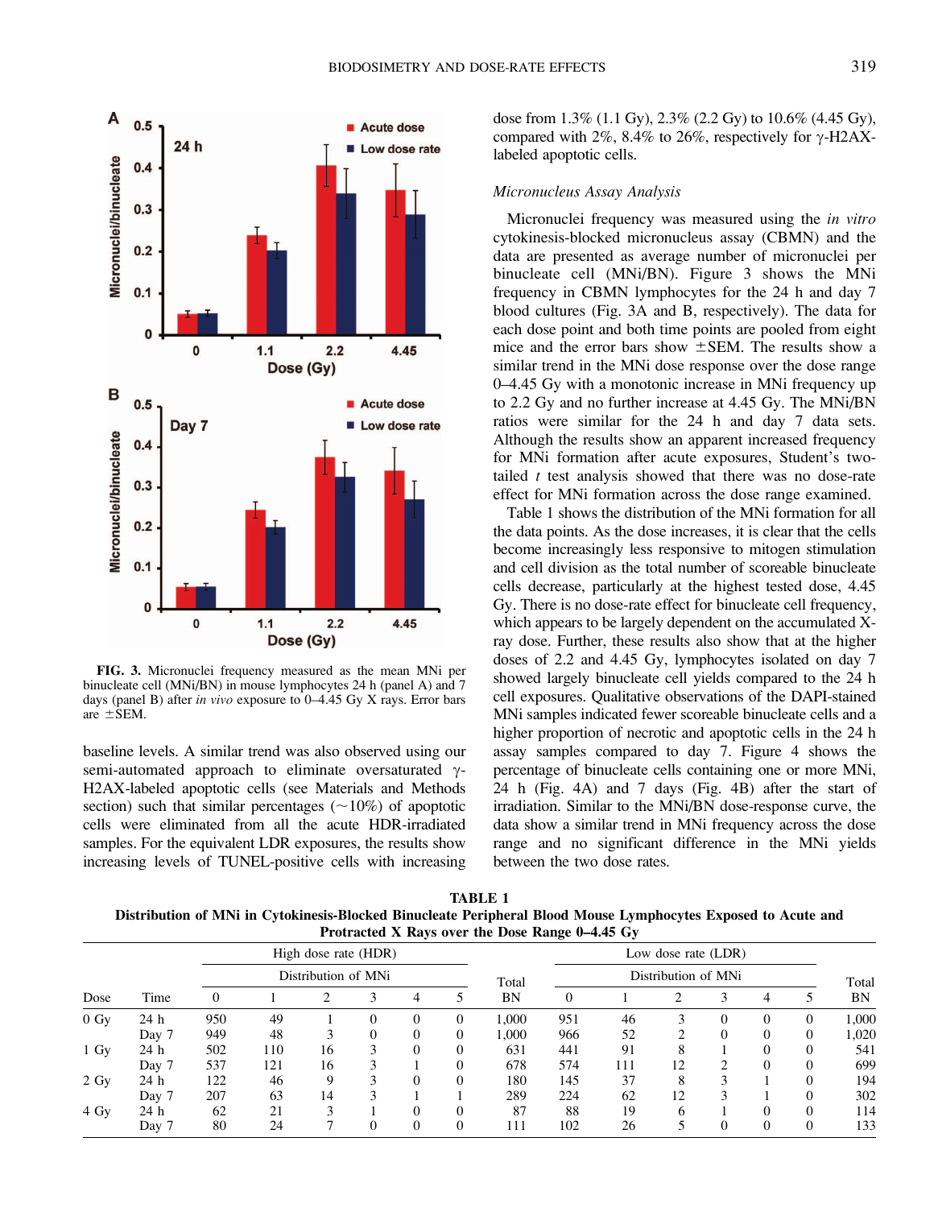FIG. 3. Micronuclei frequency measured as the mean MNi per binucleate cell (MNi/BN) in mouse lymphocytes 24 h (panel A) and 7 days (panel B) after *in vivo* exposure to 0–4.45 Gy X rays. Error bars are ±SEM.

baseline levels. A similar trend was also observed using our semi-automated approach to eliminate oversaturated γ-H2AX-labeled apoptotic cells (see Materials and Methods section) such that similar percentages (~10%) of apoptotic cells were eliminated from all the acute HDR-irradiated samples. For the equivalent LDR exposures, the results show increasing levels of TUNEL-positive cells with increasing dose from 1.3% (1.1 Gy), 2.3% (2.2 Gy) to 10.6% (4.45 Gy), compared with 2%, 8.4% to 26%, respectively for γ-H2AX-labeled apoptotic cells.

### *Micronucleus Assay Analysis*

Micronuclei frequency was measured using the *in vitro* cytokinesis-blocked micronucleus assay (CBMN) and the data are presented as average number of micronuclei per binucleate cell (MNi/BN). Figure 3 shows the MNi frequency in CBMN lymphocytes for the 24 h and day 7 blood cultures (Fig. 3A and B, respectively). The data for each dose point and both time points are pooled from eight mice and the error bars show ±SEM. The results show a similar trend in the MNi dose response over the dose range 0–4.45 Gy with a monotonic increase in MNi frequency up to 2.2 Gy and no further increase at 4.45 Gy. The MNi/BN ratios were similar for the 24 h and day 7 data sets. Although the results show an apparent increased frequency for MNi formation after acute exposures, Student's two-tailed *t* test analysis showed that there was no dose-rate effect for MNi formation across the dose range examined.

Table 1 shows the distribution of the MNi formation for all the data points. As the dose increases, it is clear that the cells become increasingly less responsive to mitogen stimulation and cell division as the total number of scoreable binucleate cells decrease, particularly at the highest tested dose, 4.45 Gy. There is no dose-rate effect for binucleate cell frequency, which appears to be largely dependent on the accumulated X-ray dose. Further, these results also show that at the higher doses of 2.2 and 4.45 Gy, lymphocytes isolated on day 7 showed largely binucleate cell yields compared to the 24 h cell exposures. Qualitative observations of the DAPI-stained MNi samples indicated fewer scoreable binucleate cells and a higher proportion of necrotic and apoptotic cells in the 24 h assay samples compared to day 7. Figure 4 shows the percentage of binucleate cells containing one or more MNi, 24 h (Fig. 4A) and 7 days (Fig. 4B) after the start of irradiation. Similar to the MNi/BN dose-response curve, the data show a similar trend in MNi frequency across the dose range and no significant difference in the MNi yields between the two dose rates.

**TABLE 1**
**Distribution of MNi in Cytokinesis-Blocked Binucleate Peripheral Blood Mouse Lymphocytes Exposed to Acute and Protracted X Rays over the Dose Range 0–4.45 Gy**

| | | High dose rate (HDR) | | | | | | | Low dose rate (LDR) | | | | | | |
|---|---|---|---|---|---|---|---|---|---|---|---|---|---|---|---|
| | | Distribution of MNi | | | | | | Total | Distribution of MNi | | | | | | Total |
| Dose | Time | 0 | 1 | 2 | 3 | 4 | 5 | BN | 0 | 1 | 2 | 3 | 4 | 5 | BN |
| 0 Gy | 24 h | 950 | 49 | 1 | 0 | 0 | 0 | 1,000 | 951 | 46 | 3 | 0 | 0 | 0 | 1,000 |
| | Day 7 | 949 | 48 | 3 | 0 | 0 | 0 | 1,000 | 966 | 52 | 2 | 0 | 0 | 0 | 1,020 |
| 1 Gy | 24 h | 502 | 110 | 16 | 3 | 0 | 0 | 631 | 441 | 91 | 8 | 1 | 0 | 0 | 541 |
| | Day 7 | 537 | 121 | 16 | 3 | 1 | 0 | 678 | 574 | 111 | 12 | 2 | 0 | 0 | 699 |
| 2 Gy | 24 h | 122 | 46 | 9 | 3 | 0 | 0 | 180 | 145 | 37 | 8 | 3 | 1 | 0 | 194 |
| | Day 7 | 207 | 63 | 14 | 3 | 1 | 1 | 289 | 224 | 62 | 12 | 3 | 1 | 0 | 302 |
| 4 Gy | 24 h | 62 | 21 | 3 | 1 | 0 | 0 | 87 | 88 | 19 | 6 | 1 | 0 | 0 | 114 |
| | Day 7 | 80 | 24 | 7 | 0 | 0 | 0 | 111 | 102 | 26 | 5 | 0 | 0 | 0 | 133 |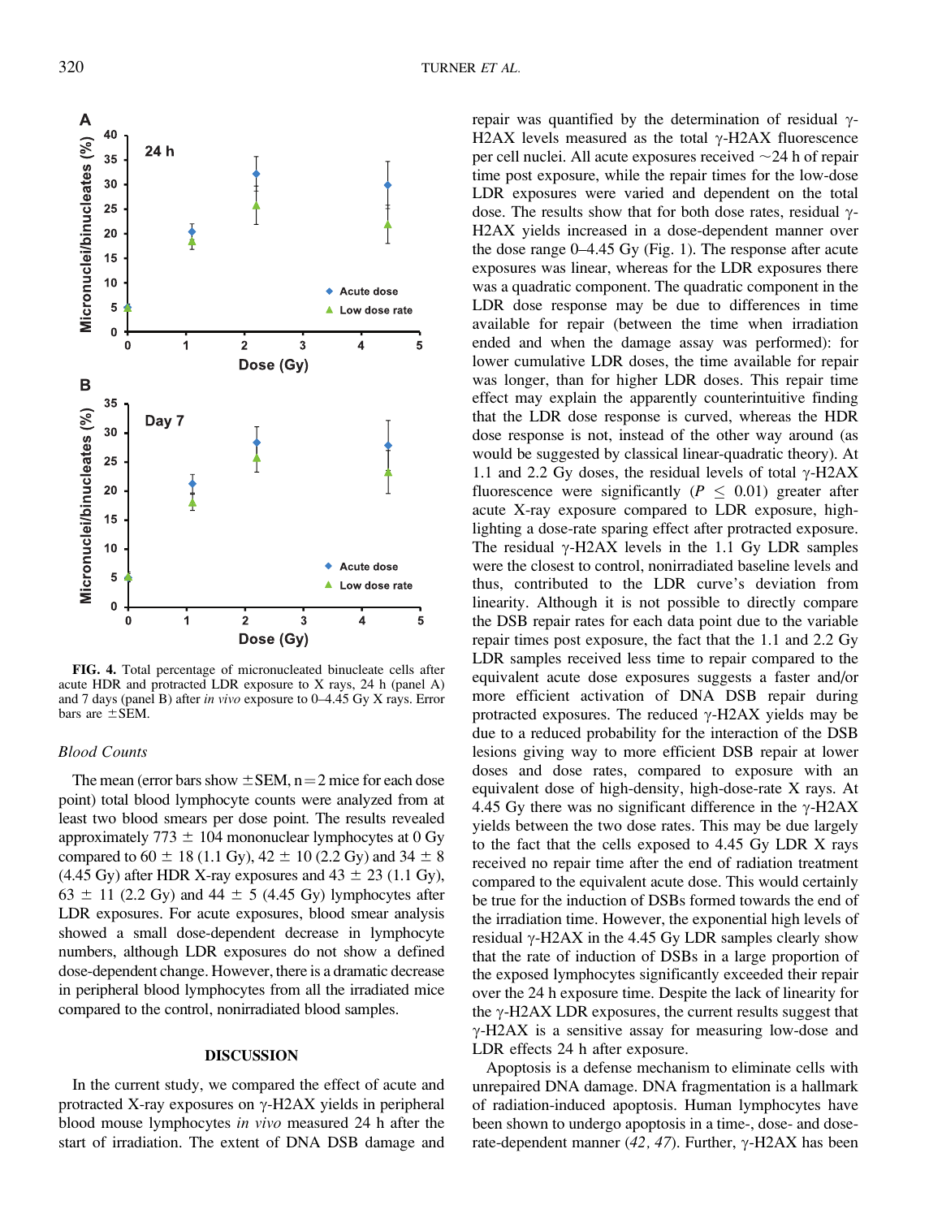FIG. 4. Total percentage of micronucleated binucleate cells after acute HDR and protracted LDR exposure to X rays, 24 h (panel A) and 7 days (panel B) after *in vivo* exposure to 0–4.45 Gy X rays. Error bars are ±SEM.

### Blood Counts

The mean (error bars show ±SEM, n = 2 mice for each dose point) total blood lymphocyte counts were analyzed from at least two blood smears per dose point. The results revealed approximately 773 ± 104 mononuclear lymphocytes at 0 Gy compared to 60 ± 18 (1.1 Gy), 42 ± 10 (2.2 Gy) and 34 ± 8 (4.45 Gy) after HDR X-ray exposures and 43 ± 23 (1.1 Gy), 63 ± 11 (2.2 Gy) and 44 ± 5 (4.45 Gy) lymphocytes after LDR exposures. For acute exposures, blood smear analysis showed a small dose-dependent decrease in lymphocyte numbers, although LDR exposures do not show a defined dose-dependent change. However, there is a dramatic decrease in peripheral blood lymphocytes from all the irradiated mice compared to the control, nonirradiated blood samples.

## DISCUSSION

In the current study, we compared the effect of acute and protracted X-ray exposures on γ-H2AX yields in peripheral blood mouse lymphocytes *in vivo* measured 24 h after the start of irradiation. The extent of DNA DSB damage and repair was quantified by the determination of residual γ-H2AX levels measured as the total γ-H2AX fluorescence per cell nuclei. All acute exposures received ~24 h of repair time post exposure, while the repair times for the low-dose LDR exposures were varied and dependent on the total dose. The results show that for both dose rates, residual γ-H2AX yields increased in a dose-dependent manner over the dose range 0–4.45 Gy (Fig. 1). The response after acute exposures was linear, whereas for the LDR exposures there was a quadratic component. The quadratic component in the LDR dose response may be due to differences in time available for repair (between the time when irradiation ended and when the damage assay was performed): for lower cumulative LDR doses, the time available for repair was longer, than for higher LDR doses. This repair time effect may explain the apparently counterintuitive finding that the LDR dose response is curved, whereas the HDR dose response is not, instead of the other way around (as would be suggested by classical linear-quadratic theory). At 1.1 and 2.2 Gy doses, the residual levels of total γ-H2AX fluorescence were significantly ($P \leq 0.01$) greater after acute X-ray exposure compared to LDR exposure, highlighting a dose-rate sparing effect after protracted exposure. The residual γ-H2AX levels in the 1.1 Gy LDR samples were the closest to control, nonirradiated baseline levels and thus, contributed to the LDR curve's deviation from linearity. Although it is not possible to directly compare the DSB repair rates for each data point due to the variable repair times post exposure, the fact that the 1.1 and 2.2 Gy LDR samples received less time to repair compared to the equivalent acute dose exposures suggests a faster and/or more efficient activation of DNA DSB repair during protracted exposures. The reduced γ-H2AX yields may be due to a reduced probability for the interaction of the DSB lesions giving way to more efficient DSB repair at lower doses and dose rates, compared to exposure with an equivalent dose of high-density, high-dose-rate X rays. At 4.45 Gy there was no significant difference in the γ-H2AX yields between the two dose rates. This may be due largely to the fact that the cells exposed to 4.45 Gy LDR X rays received no repair time after the end of radiation treatment compared to the equivalent acute dose. This would certainly be true for the induction of DSBs formed towards the end of the irradiation time. However, the exponential high levels of residual γ-H2AX in the 4.45 Gy LDR samples clearly show that the rate of induction of DSBs in a large proportion of the exposed lymphocytes significantly exceeded their repair over the 24 h exposure time. Despite the lack of linearity for the γ-H2AX LDR exposures, the current results suggest that γ-H2AX is a sensitive assay for measuring low-dose and LDR effects 24 h after exposure.

Apoptosis is a defense mechanism to eliminate cells with unrepaired DNA damage. DNA fragmentation is a hallmark of radiation-induced apoptosis. Human lymphocytes have been shown to undergo apoptosis in a time-, dose- and dose-rate-dependent manner (*42, 47*). Further, γ-H2AX has been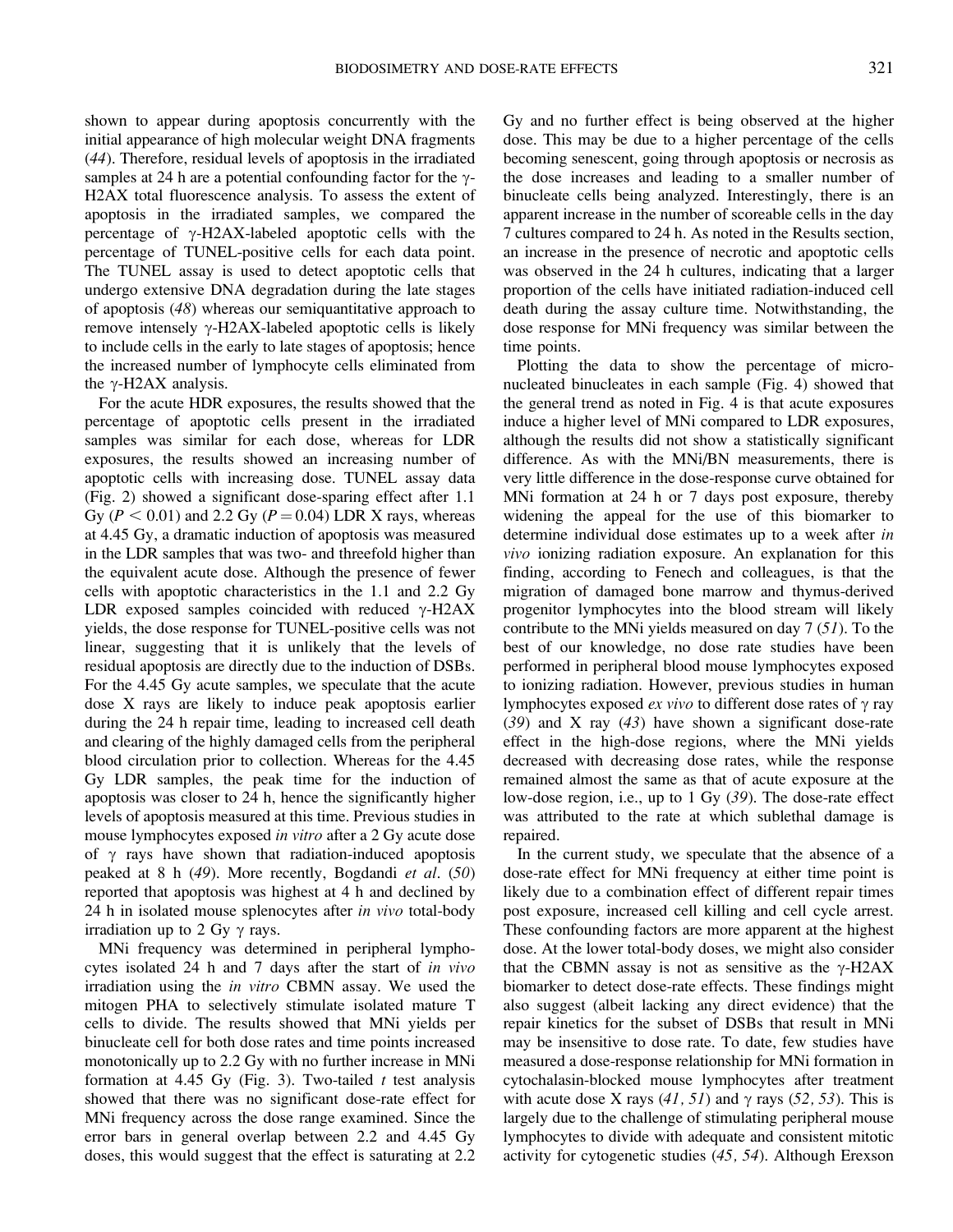shown to appear during apoptosis concurrently with the initial appearance of high molecular weight DNA fragments (*44*). Therefore, residual levels of apoptosis in the irradiated samples at 24 h are a potential confounding factor for the γ-H2AX total fluorescence analysis. To assess the extent of apoptosis in the irradiated samples, we compared the percentage of γ-H2AX-labeled apoptotic cells with the percentage of TUNEL-positive cells for each data point. The TUNEL assay is used to detect apoptotic cells that undergo extensive DNA degradation during the late stages of apoptosis (*48*) whereas our semiquantitative approach to remove intensely γ-H2AX-labeled apoptotic cells is likely to include cells in the early to late stages of apoptosis; hence the increased number of lymphocyte cells eliminated from the γ-H2AX analysis.

For the acute HDR exposures, the results showed that the percentage of apoptotic cells present in the irradiated samples was similar for each dose, whereas for LDR exposures, the results showed an increasing number of apoptotic cells with increasing dose. TUNEL assay data (Fig. 2) showed a significant dose-sparing effect after 1.1 Gy ($P < 0.01$) and 2.2 Gy ($P = 0.04$) LDR X rays, whereas at 4.45 Gy, a dramatic induction of apoptosis was measured in the LDR samples that was two- and threefold higher than the equivalent acute dose. Although the presence of fewer cells with apoptotic characteristics in the 1.1 and 2.2 Gy LDR exposed samples coincided with reduced γ-H2AX yields, the dose response for TUNEL-positive cells was not linear, suggesting that it is unlikely that the levels of residual apoptosis are directly due to the induction of DSBs. For the 4.45 Gy acute samples, we speculate that the acute dose X rays are likely to induce peak apoptosis earlier during the 24 h repair time, leading to increased cell death and clearing of the highly damaged cells from the peripheral blood circulation prior to collection. Whereas for the 4.45 Gy LDR samples, the peak time for the induction of apoptosis was closer to 24 h, hence the significantly higher levels of apoptosis measured at this time. Previous studies in mouse lymphocytes exposed *in vitro* after a 2 Gy acute dose of γ rays have shown that radiation-induced apoptosis peaked at 8 h (*49*). More recently, Bogdandi *et al*. (*50*) reported that apoptosis was highest at 4 h and declined by 24 h in isolated mouse splenocytes after *in vivo* total-body irradiation up to 2 Gy γ rays.

MNi frequency was determined in peripheral lymphocytes isolated 24 h and 7 days after the start of *in vivo* irradiation using the *in vitro* CBMN assay. We used the mitogen PHA to selectively stimulate isolated mature T cells to divide. The results showed that MNi yields per binucleate cell for both dose rates and time points increased monotonically up to 2.2 Gy with no further increase in MNi formation at 4.45 Gy (Fig. 3). Two-tailed *t* test analysis showed that there was no significant dose-rate effect for MNi frequency across the dose range examined. Since the error bars in general overlap between 2.2 and 4.45 Gy doses, this would suggest that the effect is saturating at 2.2 Gy and no further effect is being observed at the higher dose. This may be due to a higher percentage of the cells becoming senescent, going through apoptosis or necrosis as the dose increases and leading to a smaller number of binucleate cells being analyzed. Interestingly, there is an apparent increase in the number of scoreable cells in the day 7 cultures compared to 24 h. As noted in the Results section, an increase in the presence of necrotic and apoptotic cells was observed in the 24 h cultures, indicating that a larger proportion of the cells have initiated radiation-induced cell death during the assay culture time. Notwithstanding, the dose response for MNi frequency was similar between the time points.

Plotting the data to show the percentage of micronucleated binucleates in each sample (Fig. 4) showed that the general trend as noted in Fig. 4 is that acute exposures induce a higher level of MNi compared to LDR exposures, although the results did not show a statistically significant difference. As with the MNi/BN measurements, there is very little difference in the dose-response curve obtained for MNi formation at 24 h or 7 days post exposure, thereby widening the appeal for the use of this biomarker to determine individual dose estimates up to a week after *in vivo* ionizing radiation exposure. An explanation for this finding, according to Fenech and colleagues, is that the migration of damaged bone marrow and thymus-derived progenitor lymphocytes into the blood stream will likely contribute to the MNi yields measured on day 7 (*51*). To the best of our knowledge, no dose rate studies have been performed in peripheral blood mouse lymphocytes exposed to ionizing radiation. However, previous studies in human lymphocytes exposed *ex vivo* to different dose rates of γ ray (*39*) and X ray (*43*) have shown a significant dose-rate effect in the high-dose regions, where the MNi yields decreased with decreasing dose rates, while the response remained almost the same as that of acute exposure at the low-dose region, i.e., up to 1 Gy (*39*). The dose-rate effect was attributed to the rate at which sublethal damage is repaired.

In the current study, we speculate that the absence of a dose-rate effect for MNi frequency at either time point is likely due to a combination effect of different repair times post exposure, increased cell killing and cell cycle arrest. These confounding factors are more apparent at the highest dose. At the lower total-body doses, we might also consider that the CBMN assay is not as sensitive as the γ-H2AX biomarker to detect dose-rate effects. These findings might also suggest (albeit lacking any direct evidence) that the repair kinetics for the subset of DSBs that result in MNi may be insensitive to dose rate. To date, few studies have measured a dose-response relationship for MNi formation in cytochalasin-blocked mouse lymphocytes after treatment with acute dose X rays (*41, 51*) and γ rays (*52, 53*). This is largely due to the challenge of stimulating peripheral mouse lymphocytes to divide with adequate and consistent mitotic activity for cytogenetic studies (*45, 54*). Although Erexson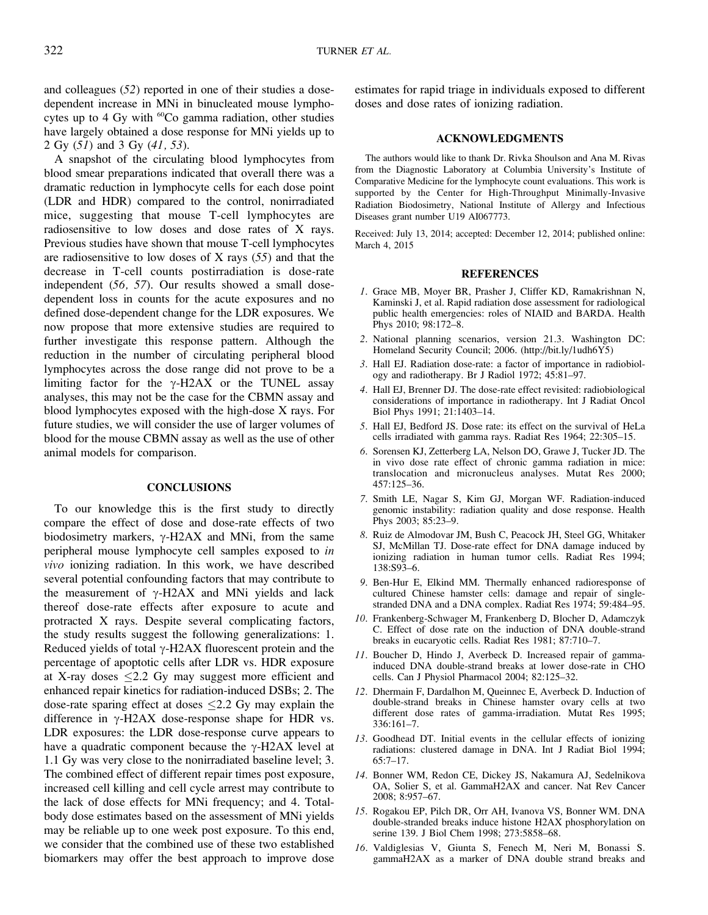and colleagues (52) reported in one of their studies a dose-dependent increase in MNi in binucleated mouse lymphocytes up to 4 Gy with $^{60}$Co gamma radiation, other studies have largely obtained a dose response for MNi yields up to 2 Gy (51) and 3 Gy (41, 53).

A snapshot of the circulating blood lymphocytes from blood smear preparations indicated that overall there was a dramatic reduction in lymphocyte cells for each dose point (LDR and HDR) compared to the control, nonirradiated mice, suggesting that mouse T-cell lymphocytes are radiosensitive to low doses and dose rates of X rays. Previous studies have shown that mouse T-cell lymphocytes are radiosensitive to low doses of X rays (55) and that the decrease in T-cell counts postirradiation is dose-rate independent (56, 57). Our results showed a small dose-dependent loss in counts for the acute exposures and no defined dose-dependent change for the LDR exposures. We now propose that more extensive studies are required to further investigate this response pattern. Although the reduction in the number of circulating peripheral blood lymphocytes across the dose range did not prove to be a limiting factor for the γ-H2AX or the TUNEL assay analyses, this may not be the case for the CBMN assay and blood lymphocytes exposed with the high-dose X rays. For future studies, we will consider the use of larger volumes of blood for the mouse CBMN assay as well as the use of other animal models for comparison.

## CONCLUSIONS

To our knowledge this is the first study to directly compare the effect of dose and dose-rate effects of two biodosimetry markers, γ-H2AX and MNi, from the same peripheral mouse lymphocyte cell samples exposed to *in vivo* ionizing radiation. In this work, we have described several potential confounding factors that may contribute to the measurement of γ-H2AX and MNi yields and lack thereof dose-rate effects after exposure to acute and protracted X rays. Despite several complicating factors, the study results suggest the following generalizations: 1. Reduced yields of total γ-H2AX fluorescent protein and the percentage of apoptotic cells after LDR vs. HDR exposure at X-ray doses ≤2.2 Gy may suggest more efficient and enhanced repair kinetics for radiation-induced DSBs; 2. The dose-rate sparing effect at doses ≤2.2 Gy may explain the difference in γ-H2AX dose-response shape for HDR vs. LDR exposures: the LDR dose-response curve appears to have a quadratic component because the γ-H2AX level at 1.1 Gy was very close to the nonirradiated baseline level; 3. The combined effect of different repair times post exposure, increased cell killing and cell cycle arrest may contribute to the lack of dose effects for MNi frequency; and 4. Total-body dose estimates based on the assessment of MNi yields may be reliable up to one week post exposure. To this end, we consider that the combined use of these two established biomarkers may offer the best approach to improve dose estimates for rapid triage in individuals exposed to different doses and dose rates of ionizing radiation.

## ACKNOWLEDGMENTS

The authors would like to thank Dr. Rivka Shoulson and Ana M. Rivas from the Diagnostic Laboratory at Columbia University's Institute of Comparative Medicine for the lymphocyte count evaluations. This work is supported by the Center for High-Throughput Minimally-Invasive Radiation Biodosimetry, National Institute of Allergy and Infectious Diseases grant number U19 AI067773.

Received: July 13, 2014; accepted: December 12, 2014; published online: March 4, 2015

## REFERENCES

1. Grace MB, Moyer BR, Prasher J, Cliffer KD, Ramakrishnan N, Kaminski J, et al. Rapid radiation dose assessment for radiological public health emergencies: roles of NIAID and BARDA. Health Phys 2010; 98:172–8.
2. National planning scenarios, version 21.3. Washington DC: Homeland Security Council; 2006. (http://bit.ly/1udh6Y5)
3. Hall EJ. Radiation dose-rate: a factor of importance in radiobiology and radiotherapy. Br J Radiol 1972; 45:81–97.
4. Hall EJ, Brenner DJ. The dose-rate effect revisited: radiobiological considerations of importance in radiotherapy. Int J Radiat Oncol Biol Phys 1991; 21:1403–14.
5. Hall EJ, Bedford JS. Dose rate: its effect on the survival of HeLa cells irradiated with gamma rays. Radiat Res 1964; 22:305–15.
6. Sorensen KJ, Zetterberg LA, Nelson DO, Grawe J, Tucker JD. The in vivo dose rate effect of chronic gamma radiation in mice: translocation and micronucleus analyses. Mutat Res 2000; 457:125–36.
7. Smith LE, Nagar S, Kim GJ, Morgan WF. Radiation-induced genomic instability: radiation quality and dose response. Health Phys 2003; 85:23–9.
8. Ruiz de Almodovar JM, Bush C, Peacock JH, Steel GG, Whitaker SJ, McMillan TJ. Dose-rate effect for DNA damage induced by ionizing radiation in human tumor cells. Radiat Res 1994; 138:S93–6.
9. Ben-Hur E, Elkind MM. Thermally enhanced radioresponse of cultured Chinese hamster cells: damage and repair of single-stranded DNA and a DNA complex. Radiat Res 1974; 59:484–95.
10. Frankenberg-Schwager M, Frankenberg D, Blocher D, Adamczyk C. Effect of dose rate on the induction of DNA double-strand breaks in eucaryotic cells. Radiat Res 1981; 87:710–7.
11. Boucher D, Hindo J, Averbeck D. Increased repair of gamma-induced DNA double-strand breaks at lower dose-rate in CHO cells. Can J Physiol Pharmacol 2004; 82:125–32.
12. Dhermain F, Dardalhon M, Queinnec E, Averbeck D. Induction of double-stranded breaks in Chinese hamster ovary cells at two different dose rates of gamma-irradiation. Mutat Res 1995; 336:161–7.
13. Goodhead DT. Initial events in the cellular effects of ionizing radiations: clustered damage in DNA. Int J Radiat Biol 1994; 65:7–17.
14. Bonner WM, Redon CE, Dickey JS, Nakamura AJ, Sedelnikova OA, Solier S, et al. GammaH2AX and cancer. Nat Rev Cancer 2008; 8:957–67.
15. Rogakou EP, Pilch DR, Orr AH, Ivanova VS, Bonner WM. DNA double-stranded breaks induce histone H2AX phosphorylation on serine 139. J Biol Chem 1998; 273:5858–68.
16. Valdiglesias V, Giunta S, Fenech M, Neri M, Bonassi S. gammaH2AX as a marker of DNA double strand breaks and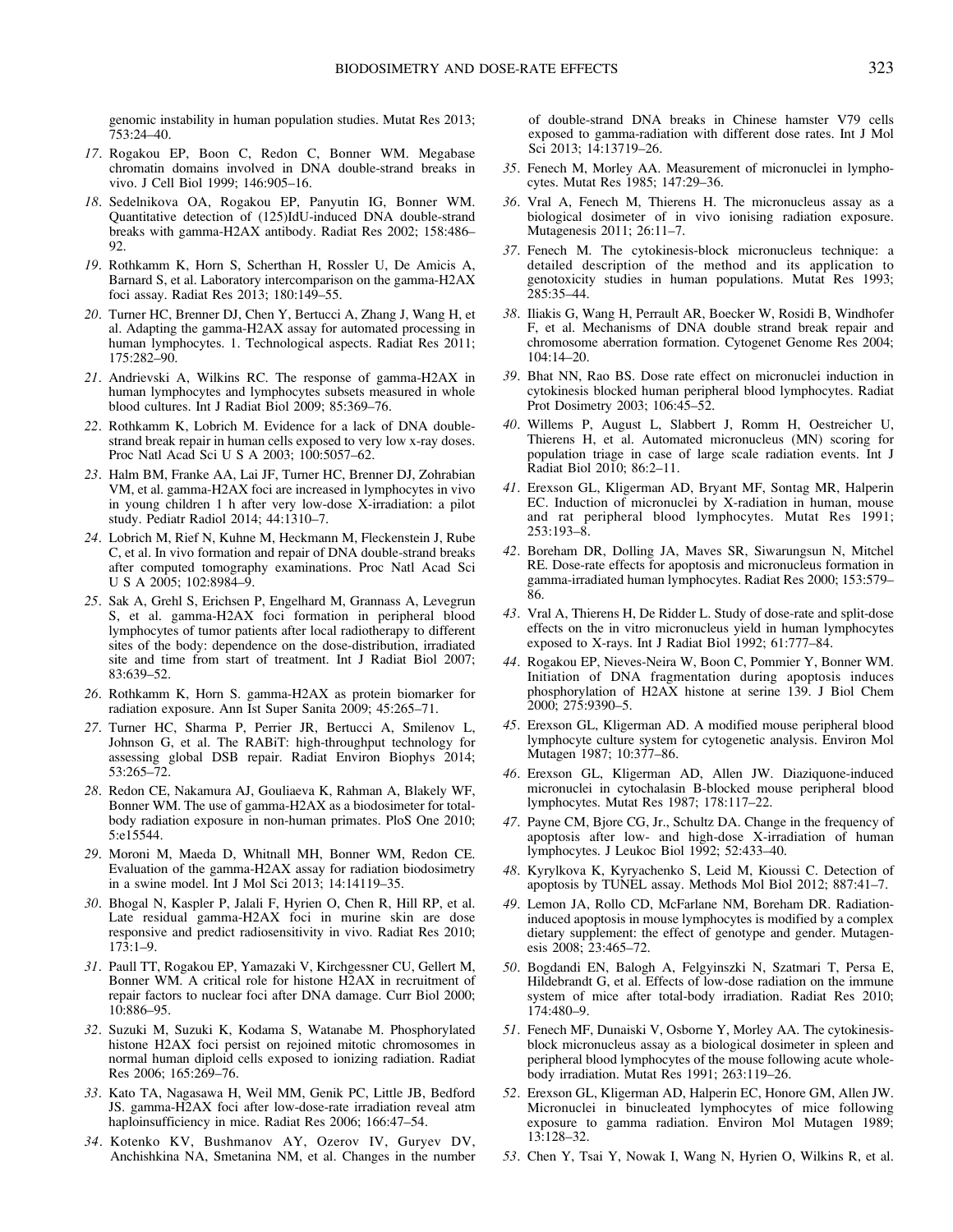genomic instability in human population studies. Mutat Res 2013; 753:24–40.

17. Rogakou EP, Boon C, Redon C, Bonner WM. Megabase chromatin domains involved in DNA double-strand breaks in vivo. J Cell Biol 1999; 146:905–16.

18. Sedelnikova OA, Rogakou EP, Panyutin IG, Bonner WM. Quantitative detection of (125)IdU-induced DNA double-strand breaks with gamma-H2AX antibody. Radiat Res 2002; 158:486–92.

19. Rothkamm K, Horn S, Scherthan H, Rossler U, De Amicis A, Barnard S, et al. Laboratory intercomparison on the gamma-H2AX foci assay. Radiat Res 2013; 180:149–55.

20. Turner HC, Brenner DJ, Chen Y, Bertucci A, Zhang J, Wang H, et al. Adapting the gamma-H2AX assay for automated processing in human lymphocytes. 1. Technological aspects. Radiat Res 2011; 175:282–90.

21. Andrievski A, Wilkins RC. The response of gamma-H2AX in human lymphocytes and lymphocytes subsets measured in whole blood cultures. Int J Radiat Biol 2009; 85:369–76.

22. Rothkamm K, Lobrich M. Evidence for a lack of DNA double-strand break repair in human cells exposed to very low x-ray doses. Proc Natl Acad Sci U S A 2003; 100:5057–62.

23. Halm BM, Franke AA, Lai JF, Turner HC, Brenner DJ, Zohrabian VM, et al. gamma-H2AX foci are increased in lymphocytes in vivo in young children 1 h after very low-dose X-irradiation: a pilot study. Pediatr Radiol 2014; 44:1310–7.

24. Lobrich M, Rief N, Kuhne M, Heckmann M, Fleckenstein J, Rube C, et al. In vivo formation and repair of DNA double-strand breaks after computed tomography examinations. Proc Natl Acad Sci U S A 2005; 102:8984–9.

25. Sak A, Grehl S, Erichsen P, Engelhard M, Grannass A, Levegrun S, et al. gamma-H2AX foci formation in peripheral blood lymphocytes of tumor patients after local radiotherapy to different sites of the body: dependence on the dose-distribution, irradiated site and time from start of treatment. Int J Radiat Biol 2007; 83:639–52.

26. Rothkamm K, Horn S. gamma-H2AX as protein biomarker for radiation exposure. Ann Ist Super Sanita 2009; 45:265–71.

27. Turner HC, Sharma P, Perrier JR, Bertucci A, Smilenov L, Johnson G, et al. The RABiT: high-throughput technology for assessing global DSB repair. Radiat Environ Biophys 2014; 53:265–72.

28. Redon CE, Nakamura AJ, Gouliaeva K, Rahman A, Blakely WF, Bonner WM. The use of gamma-H2AX as a biodosimeter for total-body radiation exposure in non-human primates. PloS One 2010; 5:e15544.

29. Moroni M, Maeda D, Whitnall MH, Bonner WM, Redon CE. Evaluation of the gamma-H2AX assay for radiation biodosimetry in a swine model. Int J Mol Sci 2013; 14:14119–35.

30. Bhogal N, Kaspler P, Jalali F, Hyrien O, Chen R, Hill RP, et al. Late residual gamma-H2AX foci in murine skin are dose responsive and predict radiosensitivity in vivo. Radiat Res 2010; 173:1–9.

31. Paull TT, Rogakou EP, Yamazaki V, Kirchgessner CU, Gellert M, Bonner WM. A critical role for histone H2AX in recruitment of repair factors to nuclear foci after DNA damage. Curr Biol 2000; 10:886–95.

32. Suzuki M, Suzuki K, Kodama S, Watanabe M. Phosphorylated histone H2AX foci persist on rejoined mitotic chromosomes in normal human diploid cells exposed to ionizing radiation. Radiat Res 2006; 165:269–76.

33. Kato TA, Nagasawa H, Weil MM, Genik PC, Little JB, Bedford JS. gamma-H2AX foci after low-dose-rate irradiation reveal atm haploinsufficiency in mice. Radiat Res 2006; 166:47–54.

34. Kotenko KV, Bushmanov AY, Ozerov IV, Guryev DV, Anchishkina NA, Smetanina NM, et al. Changes in the number of double-strand DNA breaks in Chinese hamster V79 cells exposed to gamma-radiation with different dose rates. Int J Mol Sci 2013; 14:13719–26.

35. Fenech M, Morley AA. Measurement of micronuclei in lymphocytes. Mutat Res 1985; 147:29–36.

36. Vral A, Fenech M, Thierens H. The micronucleus assay as a biological dosimeter of in vivo ionising radiation exposure. Mutagenesis 2011; 26:11–7.

37. Fenech M. The cytokinesis-block micronucleus technique: a detailed description of the method and its application to genotoxicity studies in human populations. Mutat Res 1993; 285:35–44.

38. Iliakis G, Wang H, Perrault AR, Boecker W, Rosidi B, Windhofer F, et al. Mechanisms of DNA double strand break repair and chromosome aberration formation. Cytogenet Genome Res 2004; 104:14–20.

39. Bhat NN, Rao BS. Dose rate effect on micronuclei induction in cytokinesis blocked human peripheral blood lymphocytes. Radiat Prot Dosimetry 2003; 106:45–52.

40. Willems P, August L, Slabbert J, Romm H, Oestreicher U, Thierens H, et al. Automated micronucleus (MN) scoring for population triage in case of large scale radiation events. Int J Radiat Biol 2010; 86:2–11.

41. Erexson GL, Kligerman AD, Bryant MF, Sontag MR, Halperin EC. Induction of micronuclei by X-radiation in human, mouse and rat peripheral blood lymphocytes. Mutat Res 1991; 253:193–8.

42. Boreham DR, Dolling JA, Maves SR, Siwarungsun N, Mitchel RE. Dose-rate effects for apoptosis and micronucleus formation in gamma-irradiated human lymphocytes. Radiat Res 2000; 153:579–86.

43. Vral A, Thierens H, De Ridder L. Study of dose-rate and split-dose effects on the in vitro micronucleus yield in human lymphocytes exposed to X-rays. Int J Radiat Biol 1992; 61:777–84.

44. Rogakou EP, Nieves-Neira W, Boon C, Pommier Y, Bonner WM. Initiation of DNA fragmentation during apoptosis induces phosphorylation of H2AX histone at serine 139. J Biol Chem 2000; 275:9390–5.

45. Erexson GL, Kligerman AD. A modified mouse peripheral blood lymphocyte culture system for cytogenetic analysis. Environ Mol Mutagen 1987; 10:377–86.

46. Erexson GL, Kligerman AD, Allen JW. Diaziquone-induced micronuclei in cytochalasin B-blocked mouse peripheral blood lymphocytes. Mutat Res 1987; 178:117–22.

47. Payne CM, Bjore CG, Jr., Schultz DA. Change in the frequency of apoptosis after low- and high-dose X-irradiation of human lymphocytes. J Leukoc Biol 1992; 52:433–40.

48. Kyrylkova K, Kyryachenko S, Leid M, Kioussi C. Detection of apoptosis by TUNEL assay. Methods Mol Biol 2012; 887:41–7.

49. Lemon JA, Rollo CD, McFarlane NM, Boreham DR. Radiation-induced apoptosis in mouse lymphocytes is modified by a complex dietary supplement: the effect of genotype and gender. Mutagenesis 2008; 23:465–72.

50. Bogdandi EN, Balogh A, Felgyinszki N, Szatmari T, Persa E, Hildebrandt G, et al. Effects of low-dose radiation on the immune system of mice after total-body irradiation. Radiat Res 2010; 174:480–9.

51. Fenech MF, Dunaiski V, Osborne Y, Morley AA. The cytokinesis-block micronucleus assay as a biological dosimeter in spleen and peripheral blood lymphocytes of the mouse following acute whole-body irradiation. Mutat Res 1991; 263:119–26.

52. Erexson GL, Kligerman AD, Halperin EC, Honore GM, Allen JW. Micronuclei in binucleated lymphocytes of mice following exposure to gamma radiation. Environ Mol Mutagen 1989; 13:128–32.

53. Chen Y, Tsai Y, Nowak I, Wang N, Hyrien O, Wilkins R, et al.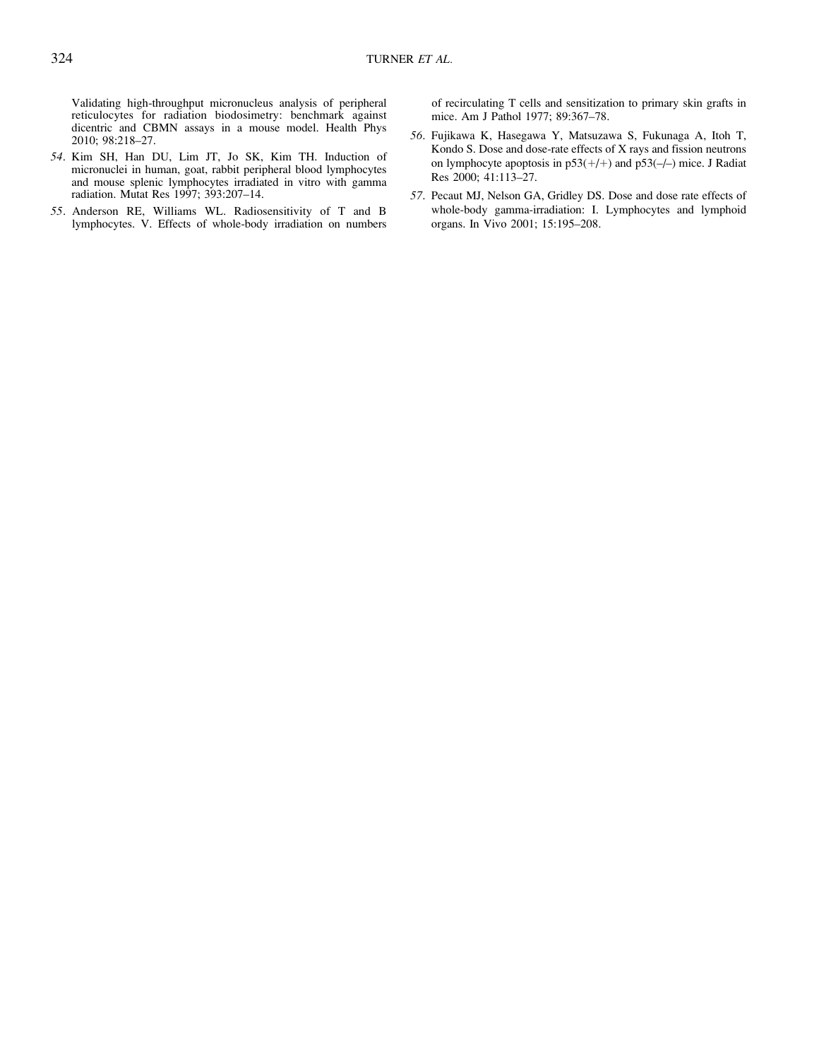Validating high-throughput micronucleus analysis of peripheral reticulocytes for radiation biodosimetry: benchmark against dicentric and CBMN assays in a mouse model. Health Phys 2010; 98:218–27.

*54*. Kim SH, Han DU, Lim JT, Jo SK, Kim TH. Induction of micronuclei in human, goat, rabbit peripheral blood lymphocytes and mouse splenic lymphocytes irradiated in vitro with gamma radiation. Mutat Res 1997; 393:207–14.

*55*. Anderson RE, Williams WL. Radiosensitivity of T and B lymphocytes. V. Effects of whole-body irradiation on numbers of recirculating T cells and sensitization to primary skin grafts in mice. Am J Pathol 1977; 89:367–78.

*56*. Fujikawa K, Hasegawa Y, Matsuzawa S, Fukunaga A, Itoh T, Kondo S. Dose and dose-rate effects of X rays and fission neutrons on lymphocyte apoptosis in p53(+/+) and p53(–/–) mice. J Radiat Res 2000; 41:113–27.

*57*. Pecaut MJ, Nelson GA, Gridley DS. Dose and dose rate effects of whole-body gamma-irradiation: I. Lymphocytes and lymphoid organs. In Vivo 2001; 15:195–208.